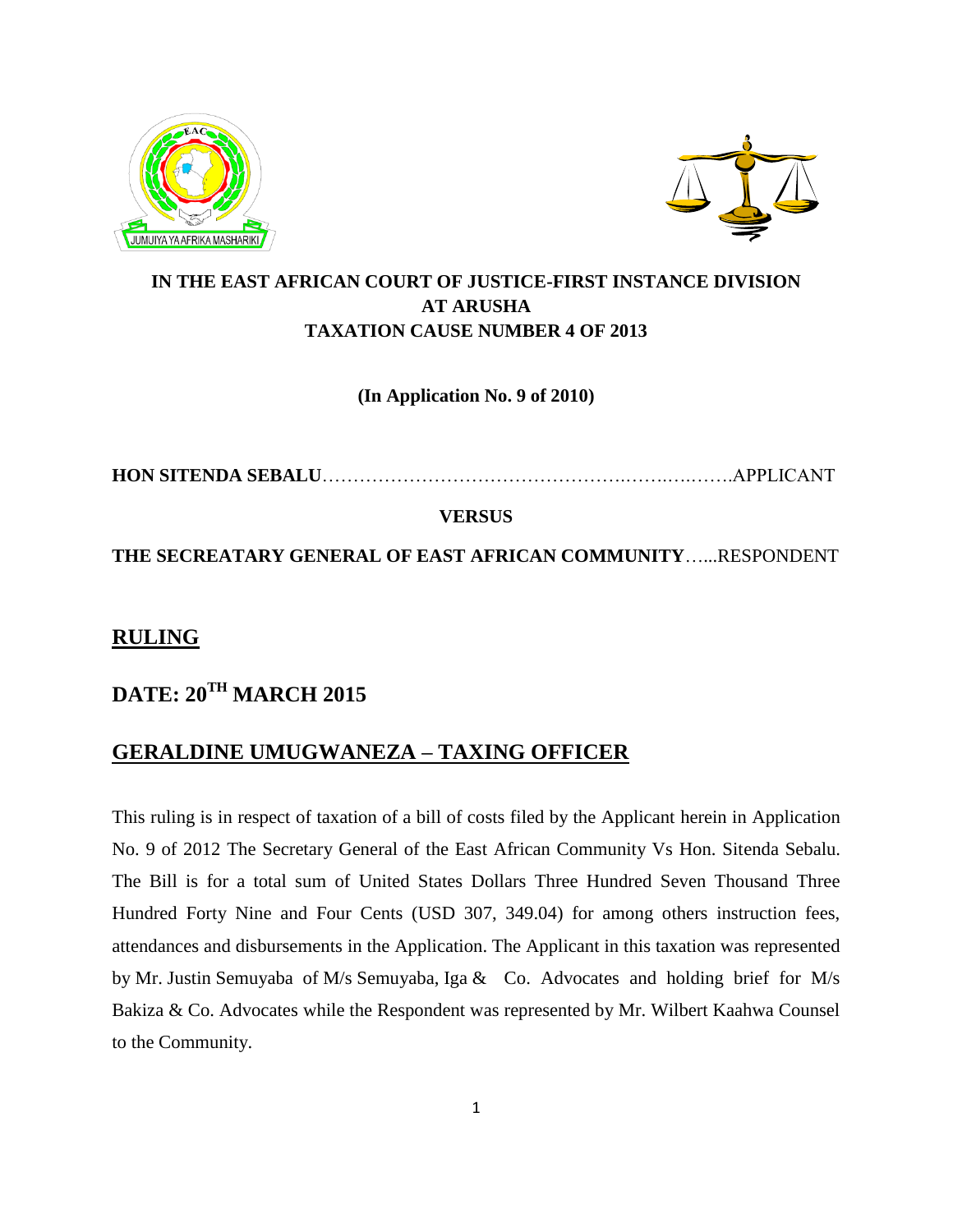**IN THE EAST AFRICAN COURT OF JUSTICE-FIRST INSTANCE DIVISION**
**AT ARUSHA**
**TAXATION CAUSE NUMBER 4 OF 2013**

**(In Application No. 9 of 2010)**

**HON SITENDA SEBALU**…………………………………………….…….….…….APPLICANT

**VERSUS**

**THE SECREATARY GENERAL OF EAST AFRICAN COMMUNITY**…...RESPONDENT

## RULING

## DATE: 20TH MARCH 2015

## GERALDINE UMUGWANEZA – TAXING OFFICER

This ruling is in respect of taxation of a bill of costs filed by the Applicant herein in Application No. 9 of 2012 The Secretary General of the East African Community Vs Hon. Sitenda Sebalu. The Bill is for a total sum of United States Dollars Three Hundred Seven Thousand Three Hundred Forty Nine and Four Cents (USD 307, 349.04) for among others instruction fees, attendances and disbursements in the Application. The Applicant in this taxation was represented by Mr. Justin Semuyaba of M/s Semuyaba, Iga & Co. Advocates and holding brief for M/s Bakiza & Co. Advocates while the Respondent was represented by Mr. Wilbert Kaahwa Counsel to the Community.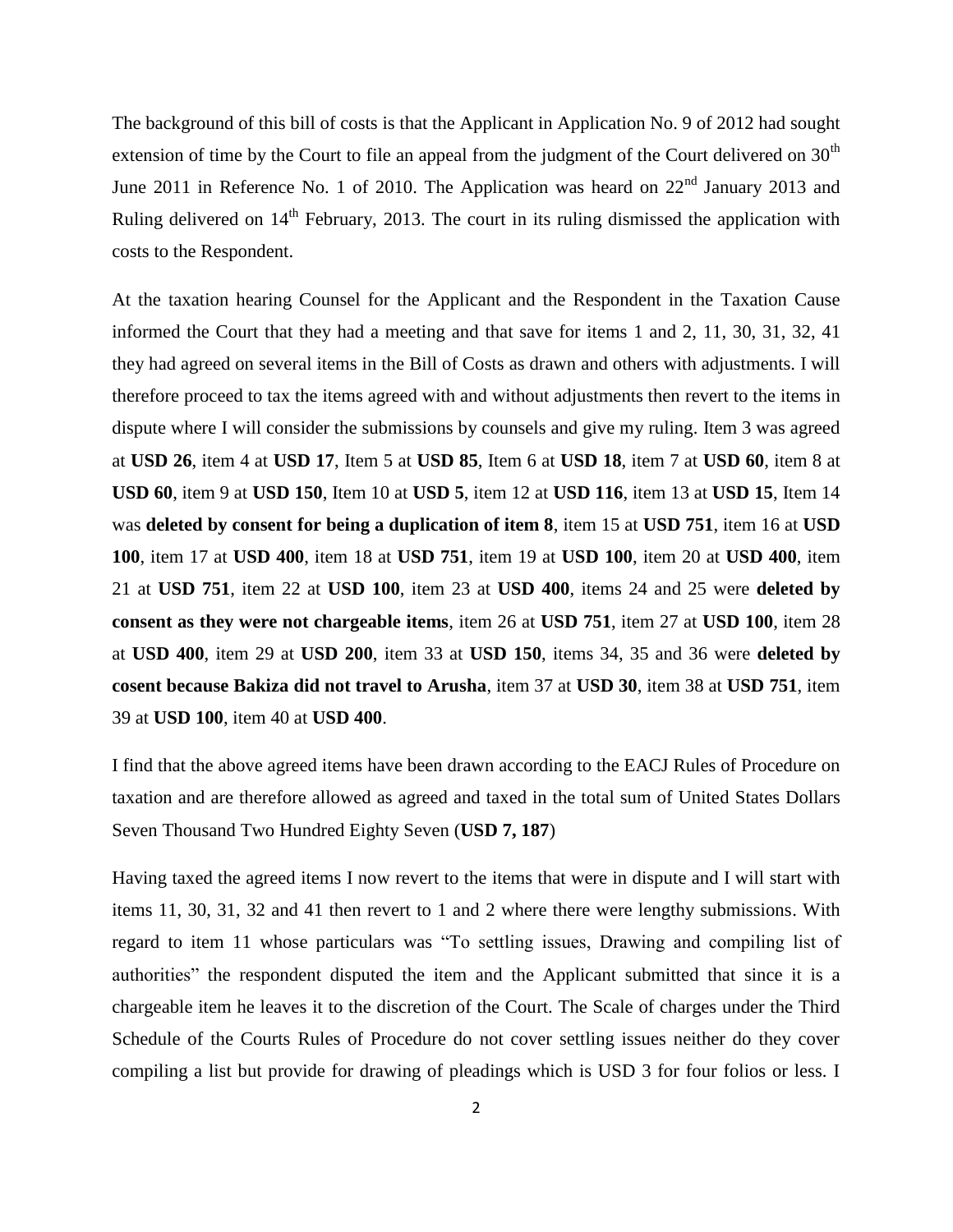The background of this bill of costs is that the Applicant in Application No. 9 of 2012 had sought extension of time by the Court to file an appeal from the judgment of the Court delivered on 30th June 2011 in Reference No. 1 of 2010. The Application was heard on 22nd January 2013 and Ruling delivered on 14th February, 2013. The court in its ruling dismissed the application with costs to the Respondent.

At the taxation hearing Counsel for the Applicant and the Respondent in the Taxation Cause informed the Court that they had a meeting and that save for items 1 and 2, 11, 30, 31, 32, 41 they had agreed on several items in the Bill of Costs as drawn and others with adjustments. I will therefore proceed to tax the items agreed with and without adjustments then revert to the items in dispute where I will consider the submissions by counsels and give my ruling. Item 3 was agreed at **USD 26**, item 4 at **USD 17**, Item 5 at **USD 85**, Item 6 at **USD 18**, item 7 at **USD 60**, item 8 at **USD 60**, item 9 at **USD 150**, Item 10 at **USD 5**, item 12 at **USD 116**, item 13 at **USD 15**, Item 14 was **deleted by consent for being a duplication of item 8**, item 15 at **USD 751**, item 16 at **USD 100**, item 17 at **USD 400**, item 18 at **USD 751**, item 19 at **USD 100**, item 20 at **USD 400**, item 21 at **USD 751**, item 22 at **USD 100**, item 23 at **USD 400**, items 24 and 25 were **deleted by consent as they were not chargeable items**, item 26 at **USD 751**, item 27 at **USD 100**, item 28 at **USD 400**, item 29 at **USD 200**, item 33 at **USD 150**, items 34, 35 and 36 were **deleted by cosent because Bakiza did not travel to Arusha**, item 37 at **USD 30**, item 38 at **USD 751**, item 39 at **USD 100**, item 40 at **USD 400**.

I find that the above agreed items have been drawn according to the EACJ Rules of Procedure on taxation and are therefore allowed as agreed and taxed in the total sum of United States Dollars Seven Thousand Two Hundred Eighty Seven (**USD 7, 187**)

Having taxed the agreed items I now revert to the items that were in dispute and I will start with items 11, 30, 31, 32 and 41 then revert to 1 and 2 where there were lengthy submissions. With regard to item 11 whose particulars was "To settling issues, Drawing and compiling list of authorities" the respondent disputed the item and the Applicant submitted that since it is a chargeable item he leaves it to the discretion of the Court. The Scale of charges under the Third Schedule of the Courts Rules of Procedure do not cover settling issues neither do they cover compiling a list but provide for drawing of pleadings which is USD 3 for four folios or less. I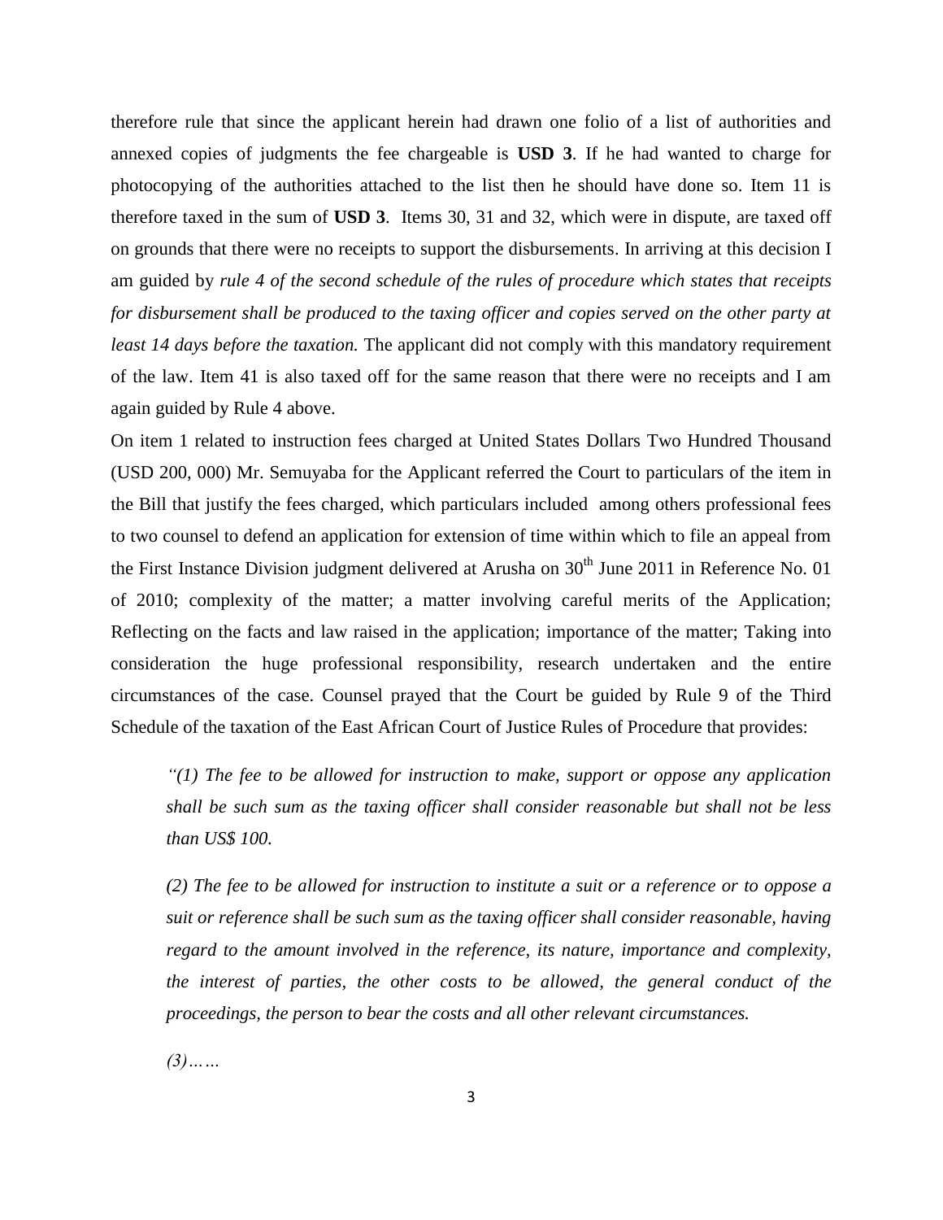therefore rule that since the applicant herein had drawn one folio of a list of authorities and annexed copies of judgments the fee chargeable is **USD 3**. If he had wanted to charge for photocopying of the authorities attached to the list then he should have done so. Item 11 is therefore taxed in the sum of **USD 3**. Items 30, 31 and 32, which were in dispute, are taxed off on grounds that there were no receipts to support the disbursements. In arriving at this decision I am guided by *rule 4 of the second schedule of the rules of procedure which states that receipts for disbursement shall be produced to the taxing officer and copies served on the other party at least 14 days before the taxation.* The applicant did not comply with this mandatory requirement of the law. Item 41 is also taxed off for the same reason that there were no receipts and I am again guided by Rule 4 above.

On item 1 related to instruction fees charged at United States Dollars Two Hundred Thousand (USD 200, 000) Mr. Semuyaba for the Applicant referred the Court to particulars of the item in the Bill that justify the fees charged, which particulars included among others professional fees to two counsel to defend an application for extension of time within which to file an appeal from the First Instance Division judgment delivered at Arusha on 30th June 2011 in Reference No. 01 of 2010; complexity of the matter; a matter involving careful merits of the Application; Reflecting on the facts and law raised in the application; importance of the matter; Taking into consideration the huge professional responsibility, research undertaken and the entire circumstances of the case. Counsel prayed that the Court be guided by Rule 9 of the Third Schedule of the taxation of the East African Court of Justice Rules of Procedure that provides:

> *"(1) The fee to be allowed for instruction to make, support or oppose any application shall be such sum as the taxing officer shall consider reasonable but shall not be less than US$ 100.*
>
> *(2) The fee to be allowed for instruction to institute a suit or a reference or to oppose a suit or reference shall be such sum as the taxing officer shall consider reasonable, having regard to the amount involved in the reference, its nature, importance and complexity, the interest of parties, the other costs to be allowed, the general conduct of the proceedings, the person to bear the costs and all other relevant circumstances.*
>
> *(3)……*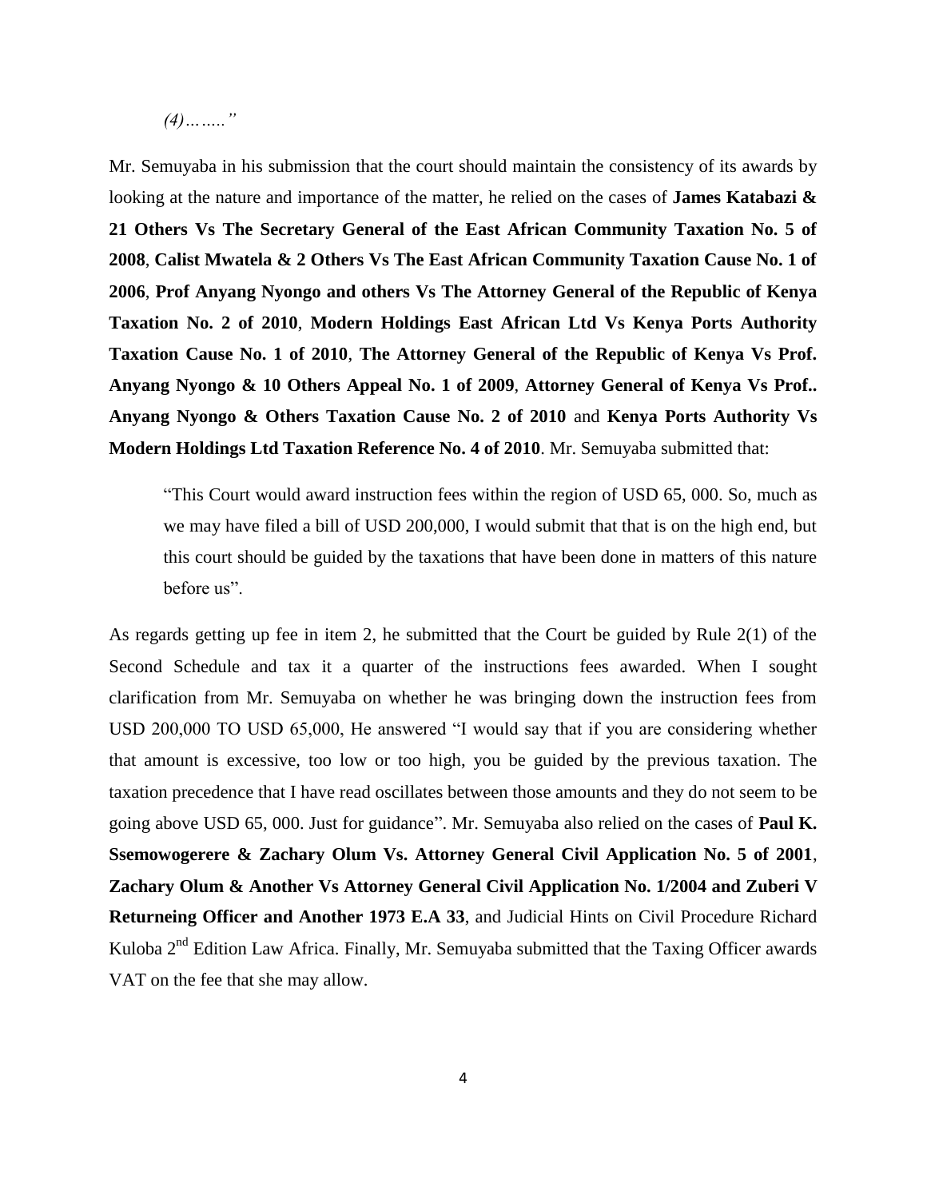*(4)……."*

Mr. Semuyaba in his submission that the court should maintain the consistency of its awards by looking at the nature and importance of the matter, he relied on the cases of **James Katabazi & 21 Others Vs The Secretary General of the East African Community Taxation No. 5 of 2008**, **Calist Mwatela & 2 Others Vs The East African Community Taxation Cause No. 1 of 2006**, **Prof Anyang Nyongo and others Vs The Attorney General of the Republic of Kenya Taxation No. 2 of 2010**, **Modern Holdings East African Ltd Vs Kenya Ports Authority Taxation Cause No. 1 of 2010**, **The Attorney General of the Republic of Kenya Vs Prof. Anyang Nyongo & 10 Others Appeal No. 1 of 2009**, **Attorney General of Kenya Vs Prof.. Anyang Nyongo & Others Taxation Cause No. 2 of 2010** and **Kenya Ports Authority Vs Modern Holdings Ltd Taxation Reference No. 4 of 2010**. Mr. Semuyaba submitted that:

> "This Court would award instruction fees within the region of USD 65, 000. So, much as we may have filed a bill of USD 200,000, I would submit that that is on the high end, but this court should be guided by the taxations that have been done in matters of this nature before us".

As regards getting up fee in item 2, he submitted that the Court be guided by Rule 2(1) of the Second Schedule and tax it a quarter of the instructions fees awarded. When I sought clarification from Mr. Semuyaba on whether he was bringing down the instruction fees from USD 200,000 TO USD 65,000, He answered "I would say that if you are considering whether that amount is excessive, too low or too high, you be guided by the previous taxation. The taxation precedence that I have read oscillates between those amounts and they do not seem to be going above USD 65, 000. Just for guidance". Mr. Semuyaba also relied on the cases of **Paul K. Ssemowogerere & Zachary Olum Vs. Attorney General Civil Application No. 5 of 2001**, **Zachary Olum & Another Vs Attorney General Civil Application No. 1/2004 and Zuberi V Returneing Officer and Another 1973 E.A 33**, and Judicial Hints on Civil Procedure Richard Kuloba 2nd Edition Law Africa. Finally, Mr. Semuyaba submitted that the Taxing Officer awards VAT on the fee that she may allow.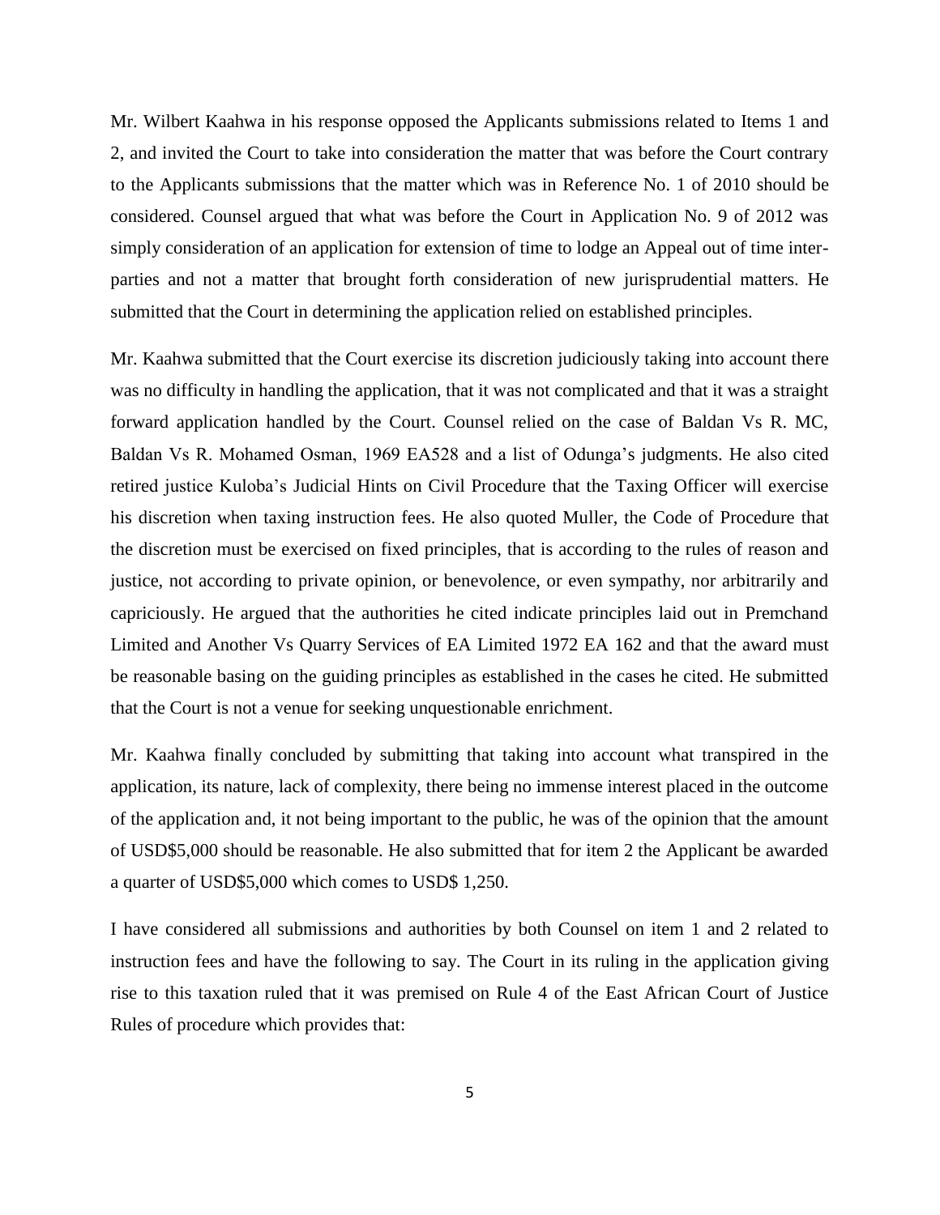Mr. Wilbert Kaahwa in his response opposed the Applicants submissions related to Items 1 and 2, and invited the Court to take into consideration the matter that was before the Court contrary to the Applicants submissions that the matter which was in Reference No. 1 of 2010 should be considered. Counsel argued that what was before the Court in Application No. 9 of 2012 was simply consideration of an application for extension of time to lodge an Appeal out of time inter-parties and not a matter that brought forth consideration of new jurisprudential matters. He submitted that the Court in determining the application relied on established principles.

Mr. Kaahwa submitted that the Court exercise its discretion judiciously taking into account there was no difficulty in handling the application, that it was not complicated and that it was a straight forward application handled by the Court. Counsel relied on the case of Baldan Vs R. MC, Baldan Vs R. Mohamed Osman, 1969 EA528 and a list of Odunga's judgments. He also cited retired justice Kuloba's Judicial Hints on Civil Procedure that the Taxing Officer will exercise his discretion when taxing instruction fees. He also quoted Muller, the Code of Procedure that the discretion must be exercised on fixed principles, that is according to the rules of reason and justice, not according to private opinion, or benevolence, or even sympathy, nor arbitrarily and capriciously. He argued that the authorities he cited indicate principles laid out in Premchand Limited and Another Vs Quarry Services of EA Limited 1972 EA 162 and that the award must be reasonable basing on the guiding principles as established in the cases he cited. He submitted that the Court is not a venue for seeking unquestionable enrichment.

Mr. Kaahwa finally concluded by submitting that taking into account what transpired in the application, its nature, lack of complexity, there being no immense interest placed in the outcome of the application and, it not being important to the public, he was of the opinion that the amount of USD$5,000 should be reasonable. He also submitted that for item 2 the Applicant be awarded a quarter of USD$5,000 which comes to USD$ 1,250.

I have considered all submissions and authorities by both Counsel on item 1 and 2 related to instruction fees and have the following to say. The Court in its ruling in the application giving rise to this taxation ruled that it was premised on Rule 4 of the East African Court of Justice Rules of procedure which provides that: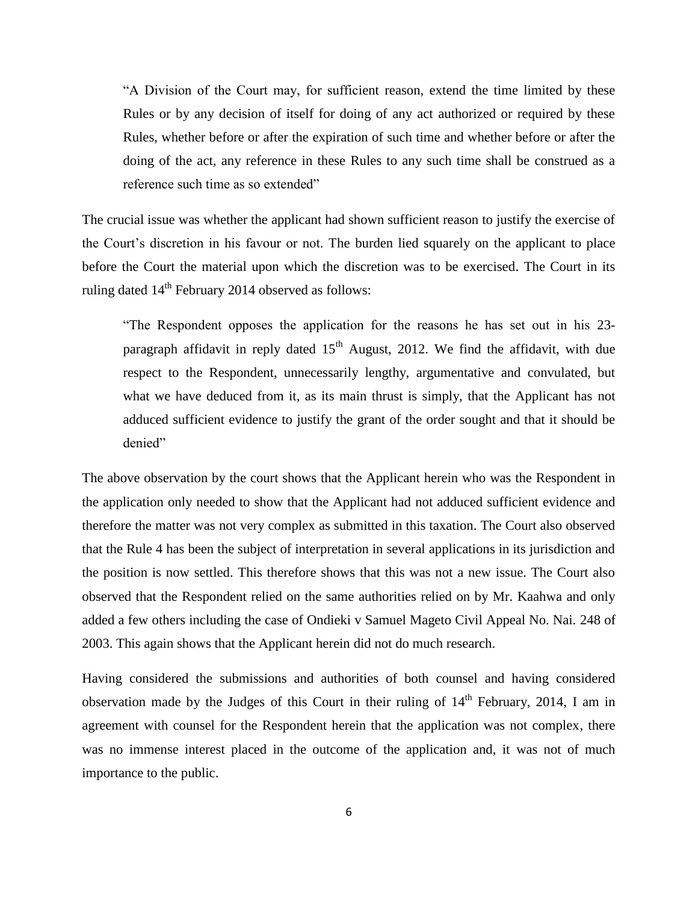> "A Division of the Court may, for sufficient reason, extend the time limited by these Rules or by any decision of itself for doing of any act authorized or required by these Rules, whether before or after the expiration of such time and whether before or after the doing of the act, any reference in these Rules to any such time shall be construed as a reference such time as so extended"

The crucial issue was whether the applicant had shown sufficient reason to justify the exercise of the Court's discretion in his favour or not. The burden lied squarely on the applicant to place before the Court the material upon which the discretion was to be exercised. The Court in its ruling dated 14th February 2014 observed as follows:

> "The Respondent opposes the application for the reasons he has set out in his 23-paragraph affidavit in reply dated 15th August, 2012. We find the affidavit, with due respect to the Respondent, unnecessarily lengthy, argumentative and convulated, but what we have deduced from it, as its main thrust is simply, that the Applicant has not adduced sufficient evidence to justify the grant of the order sought and that it should be denied"

The above observation by the court shows that the Applicant herein who was the Respondent in the application only needed to show that the Applicant had not adduced sufficient evidence and therefore the matter was not very complex as submitted in this taxation. The Court also observed that the Rule 4 has been the subject of interpretation in several applications in its jurisdiction and the position is now settled. This therefore shows that this was not a new issue. The Court also observed that the Respondent relied on the same authorities relied on by Mr. Kaahwa and only added a few others including the case of Ondieki v Samuel Mageto Civil Appeal No. Nai. 248 of 2003. This again shows that the Applicant herein did not do much research.

Having considered the submissions and authorities of both counsel and having considered observation made by the Judges of this Court in their ruling of 14th February, 2014, I am in agreement with counsel for the Respondent herein that the application was not complex, there was no immense interest placed in the outcome of the application and, it was not of much importance to the public.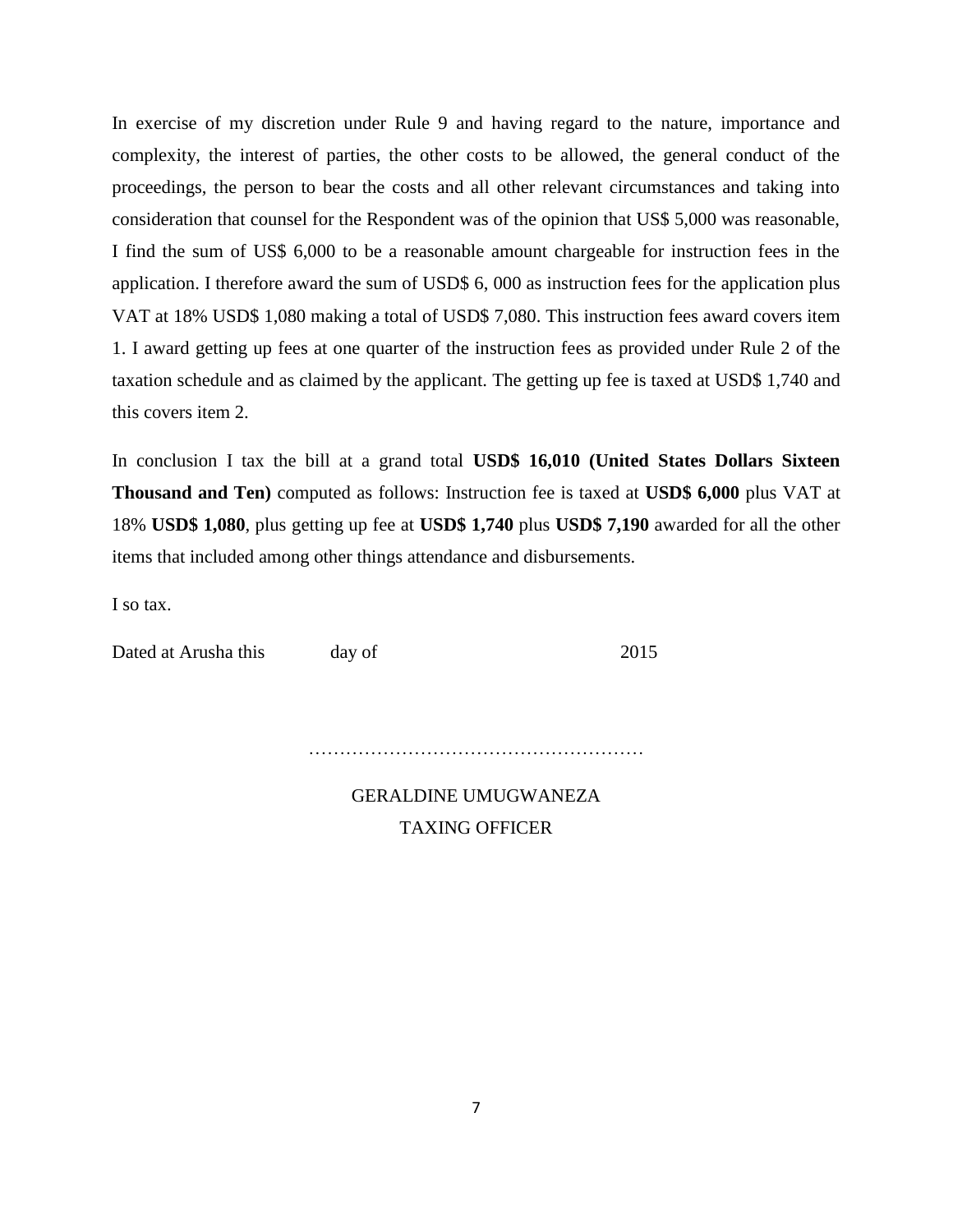In exercise of my discretion under Rule 9 and having regard to the nature, importance and complexity, the interest of parties, the other costs to be allowed, the general conduct of the proceedings, the person to bear the costs and all other relevant circumstances and taking into consideration that counsel for the Respondent was of the opinion that US$ 5,000 was reasonable, I find the sum of US$ 6,000 to be a reasonable amount chargeable for instruction fees in the application. I therefore award the sum of USD$ 6, 000 as instruction fees for the application plus VAT at 18% USD$ 1,080 making a total of USD$ 7,080. This instruction fees award covers item 1. I award getting up fees at one quarter of the instruction fees as provided under Rule 2 of the taxation schedule and as claimed by the applicant. The getting up fee is taxed at USD$ 1,740 and this covers item 2.

In conclusion I tax the bill at a grand total **USD$ 16,010 (United States Dollars Sixteen Thousand and Ten)** computed as follows: Instruction fee is taxed at **USD$ 6,000** plus VAT at 18% **USD$ 1,080**, plus getting up fee at **USD$ 1,740** plus **USD$ 7,190** awarded for all the other items that included among other things attendance and disbursements.

I so tax.

Dated at Arusha this        day of                2015

………………………………………………

GERALDINE UMUGWANEZA

TAXING OFFICER